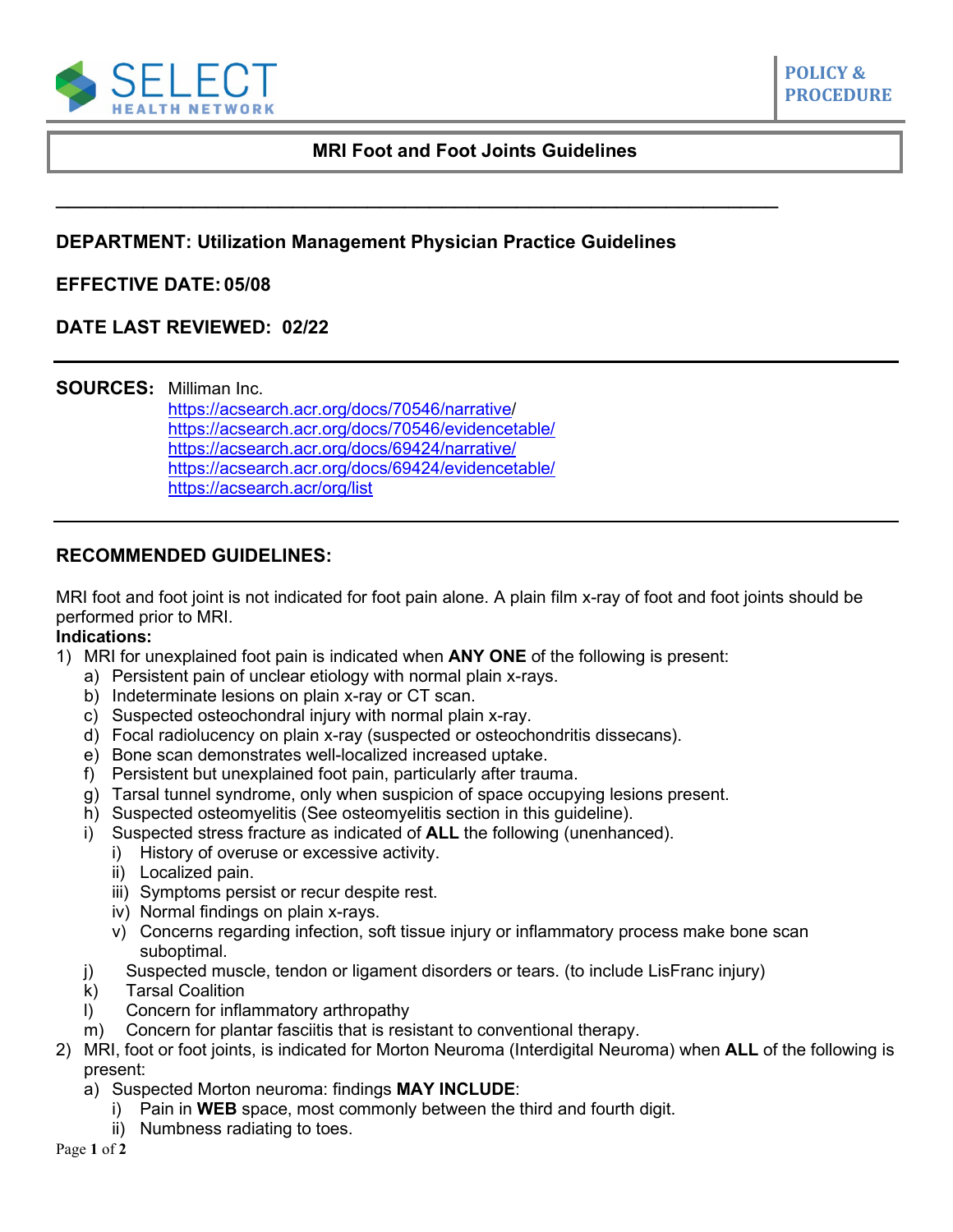SELECT HEALTH NETWORK

POLICY & PROCEDURE

# MRI Foot and Foot Joints Guidelines

**DEPARTMENT: Utilization Management Physician Practice Guidelines**

**EFFECTIVE DATE: 05/08**

**DATE LAST REVIEWED: 02/22**

**SOURCES:** Milliman Inc.
https://acsearch.acr.org/docs/70546/narrative/
https://acsearch.acr.org/docs/70546/evidencetable/
https://acsearch.acr.org/docs/69424/narrative/
https://acsearch.acr.org/docs/69424/evidencetable/
https://acsearch.acr/org/list

## RECOMMENDED GUIDELINES:

MRI foot and foot joint is not indicated for foot pain alone. A plain film x-ray of foot and foot joints should be performed prior to MRI.

**Indications:**

1) MRI for unexplained foot pain is indicated when **ANY ONE** of the following is present:
   a) Persistent pain of unclear etiology with normal plain x-rays.
   b) Indeterminate lesions on plain x-ray or CT scan.
   c) Suspected osteochondral injury with normal plain x-ray.
   d) Focal radiolucency on plain x-ray (suspected or osteochondritis dissecans).
   e) Bone scan demonstrates well-localized increased uptake.
   f) Persistent but unexplained foot pain, particularly after trauma.
   g) Tarsal tunnel syndrome, only when suspicion of space occupying lesions present.
   h) Suspected osteomyelitis (See osteomyelitis section in this guideline).
   i) Suspected stress fracture as indicated of **ALL** the following (unenhanced).
      i) History of overuse or excessive activity.
      ii) Localized pain.
      iii) Symptoms persist or recur despite rest.
      iv) Normal findings on plain x-rays.
      v) Concerns regarding infection, soft tissue injury or inflammatory process make bone scan suboptimal.
   j) Suspected muscle, tendon or ligament disorders or tears. (to include LisFranc injury)
   k) Tarsal Coalition
   l) Concern for inflammatory arthropathy
   m) Concern for plantar fasciitis that is resistant to conventional therapy.
2) MRI, foot or foot joints, is indicated for Morton Neuroma (Interdigital Neuroma) when **ALL** of the following is present:
   a) Suspected Morton neuroma: findings **MAY INCLUDE**:
      i) Pain in **WEB** space, most commonly between the third and fourth digit.
      ii) Numbness radiating to toes.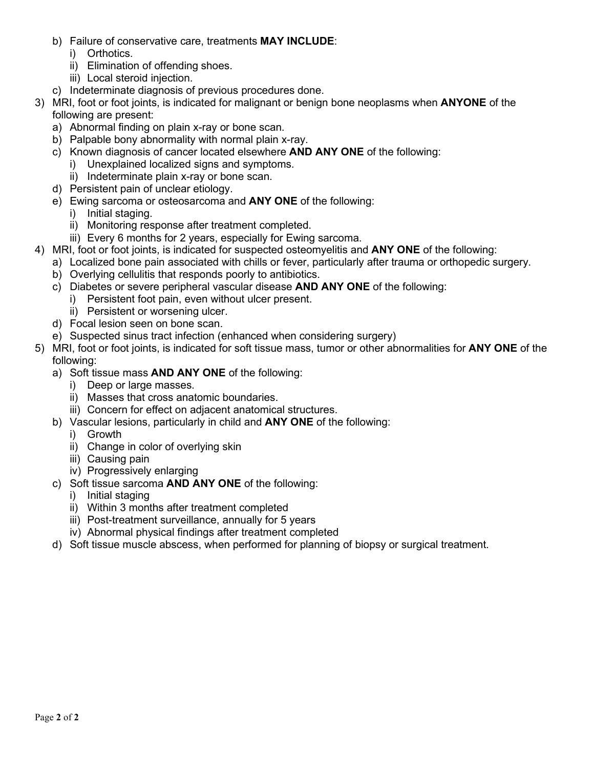b) Failure of conservative care, treatments **MAY INCLUDE**:
   i) Orthotics.
   ii) Elimination of offending shoes.
   iii) Local steroid injection.
c) Indeterminate diagnosis of previous procedures done.

3) MRI, foot or foot joints, is indicated for malignant or benign bone neoplasms when **ANYONE** of the following are present:
   a) Abnormal finding on plain x-ray or bone scan.
   b) Palpable bony abnormality with normal plain x-ray.
   c) Known diagnosis of cancer located elsewhere **AND ANY ONE** of the following:
      i) Unexplained localized signs and symptoms.
      ii) Indeterminate plain x-ray or bone scan.
   d) Persistent pain of unclear etiology.
   e) Ewing sarcoma or osteosarcoma and **ANY ONE** of the following:
      i) Initial staging.
      ii) Monitoring response after treatment completed.
      iii) Every 6 months for 2 years, especially for Ewing sarcoma.

4) MRI, foot or foot joints, is indicated for suspected osteomyelitis and **ANY ONE** of the following:
   a) Localized bone pain associated with chills or fever, particularly after trauma or orthopedic surgery.
   b) Overlying cellulitis that responds poorly to antibiotics.
   c) Diabetes or severe peripheral vascular disease **AND ANY ONE** of the following:
      i) Persistent foot pain, even without ulcer present.
      ii) Persistent or worsening ulcer.
   d) Focal lesion seen on bone scan.
   e) Suspected sinus tract infection (enhanced when considering surgery)

5) MRI, foot or foot joints, is indicated for soft tissue mass, tumor or other abnormalities for **ANY ONE** of the following:
   a) Soft tissue mass **AND ANY ONE** of the following:
      i) Deep or large masses.
      ii) Masses that cross anatomic boundaries.
      iii) Concern for effect on adjacent anatomical structures.
   b) Vascular lesions, particularly in child and **ANY ONE** of the following:
      i) Growth
      ii) Change in color of overlying skin
      iii) Causing pain
      iv) Progressively enlarging
   c) Soft tissue sarcoma **AND ANY ONE** of the following:
      i) Initial staging
      ii) Within 3 months after treatment completed
      iii) Post-treatment surveillance, annually for 5 years
      iv) Abnormal physical findings after treatment completed
   d) Soft tissue muscle abscess, when performed for planning of biopsy or surgical treatment.